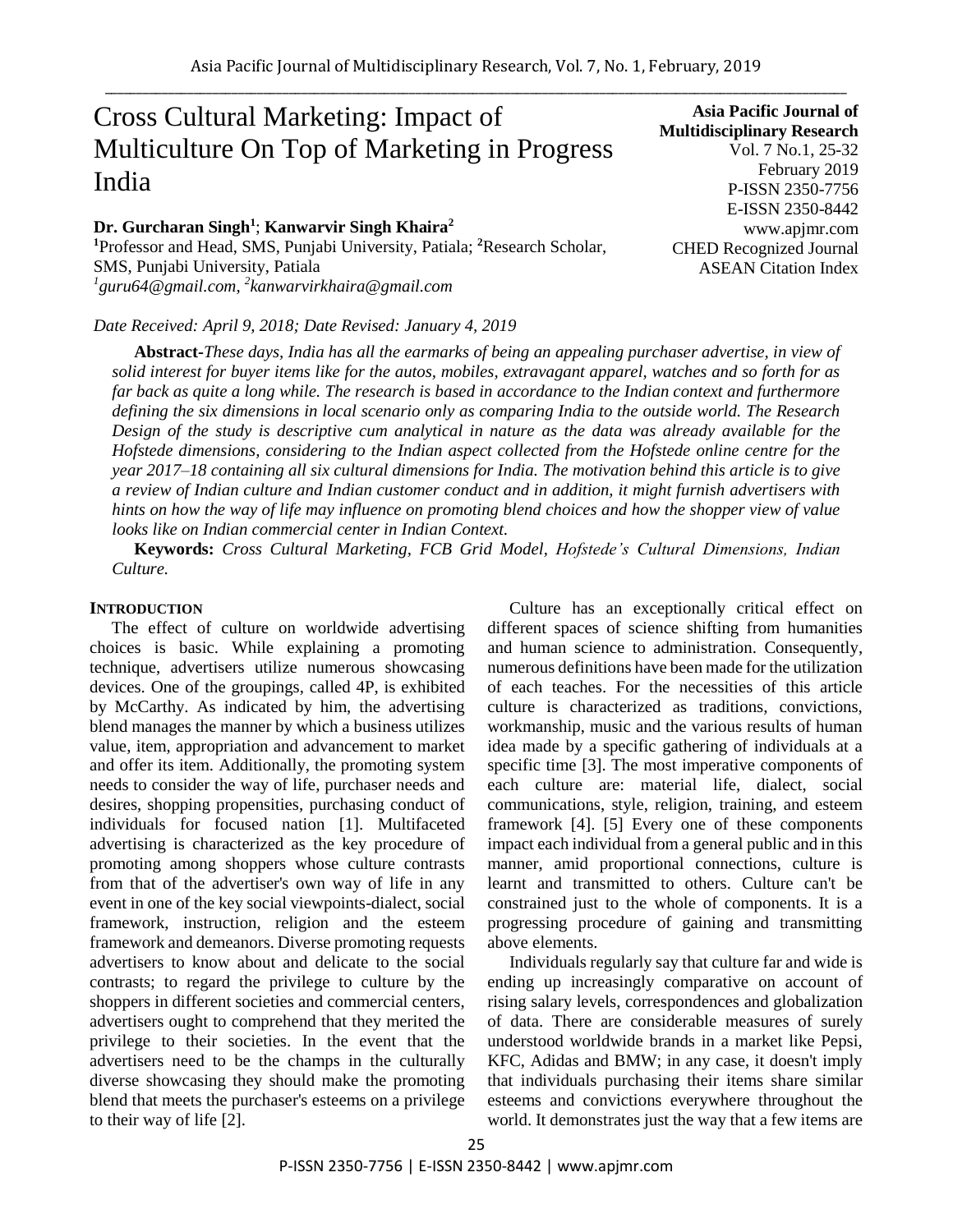# Cross Cultural Marketing: Impact of Multiculture On Top of Marketing in Progress India

**Asia Pacific Journal of Multidisciplinary Research**
Vol. 7 No.1, 25-32
February 2019
P-ISSN 2350-7756
E-ISSN 2350-8442
www.apjmr.com
CHED Recognized Journal
ASEAN Citation Index

**Dr. Gurcharan Singh[1]**; **Kanwarvir Singh Khaira[2]**

[1]Professor and Head, SMS, Punjabi University, Patiala; [2]Research Scholar, SMS, Punjabi University, Patiala
[1]*guru64@gmail.com*, [2]*kanwarvirkhaira@gmail.com*

*Date Received: April 9, 2018; Date Revised: January 4, 2019*

**Abstract-***These days, India has all the earmarks of being an appealing purchaser advertise, in view of solid interest for buyer items like for the autos, mobiles, extravagant apparel, watches and so forth for as far back as quite a long while. The research is based in accordance to the Indian context and furthermore defining the six dimensions in local scenario only as comparing India to the outside world. The Research Design of the study is descriptive cum analytical in nature as the data was already available for the Hofstede dimensions, considering to the Indian aspect collected from the Hofstede online centre for the year 2017–18 containing all six cultural dimensions for India. The motivation behind this article is to give a review of Indian culture and Indian customer conduct and in addition, it might furnish advertisers with hints on how the way of life may influence on promoting blend choices and how the shopper view of value looks like on Indian commercial center in Indian Context.*

**Keywords:** *Cross Cultural Marketing, FCB Grid Model, Hofstede's Cultural Dimensions, Indian Culture.*

## INTRODUCTION

The effect of culture on worldwide advertising choices is basic. While explaining a promoting technique, advertisers utilize numerous showcasing devices. One of the groupings, called 4P, is exhibited by McCarthy. As indicated by him, the advertising blend manages the manner by which a business utilizes value, item, appropriation and advancement to market and offer its item. Additionally, the promoting system needs to consider the way of life, purchaser needs and desires, shopping propensities, purchasing conduct of individuals for focused nation [1]. Multifaceted advertising is characterized as the key procedure of promoting among shoppers whose culture contrasts from that of the advertiser's own way of life in any event in one of the key social viewpoints-dialect, social framework, instruction, religion and the esteem framework and demeanors. Diverse promoting requests advertisers to know about and delicate to the social contrasts; to regard the privilege to culture by the shoppers in different societies and commercial centers, advertisers ought to comprehend that they merited the privilege to their societies. In the event that the advertisers need to be the champs in the culturally diverse showcasing they should make the promoting blend that meets the purchaser's esteems on a privilege to their way of life [2].

Culture has an exceptionally critical effect on different spaces of science shifting from humanities and human science to administration. Consequently, numerous definitions have been made for the utilization of each teaches. For the necessities of this article culture is characterized as traditions, convictions, workmanship, music and the various results of human idea made by a specific gathering of individuals at a specific time [3]. The most imperative components of each culture are: material life, dialect, social communications, style, religion, training, and esteem framework [4]. [5] Every one of these components impact each individual from a general public and in this manner, amid proportional connections, culture is learnt and transmitted to others. Culture can't be constrained just to the whole of components. It is a progressing procedure of gaining and transmitting above elements.

Individuals regularly say that culture far and wide is ending up increasingly comparative on account of rising salary levels, correspondences and globalization of data. There are considerable measures of surely understood worldwide brands in a market like Pepsi, KFC, Adidas and BMW; in any case, it doesn't imply that individuals purchasing their items share similar esteems and convictions everywhere throughout the world. It demonstrates just the way that a few items are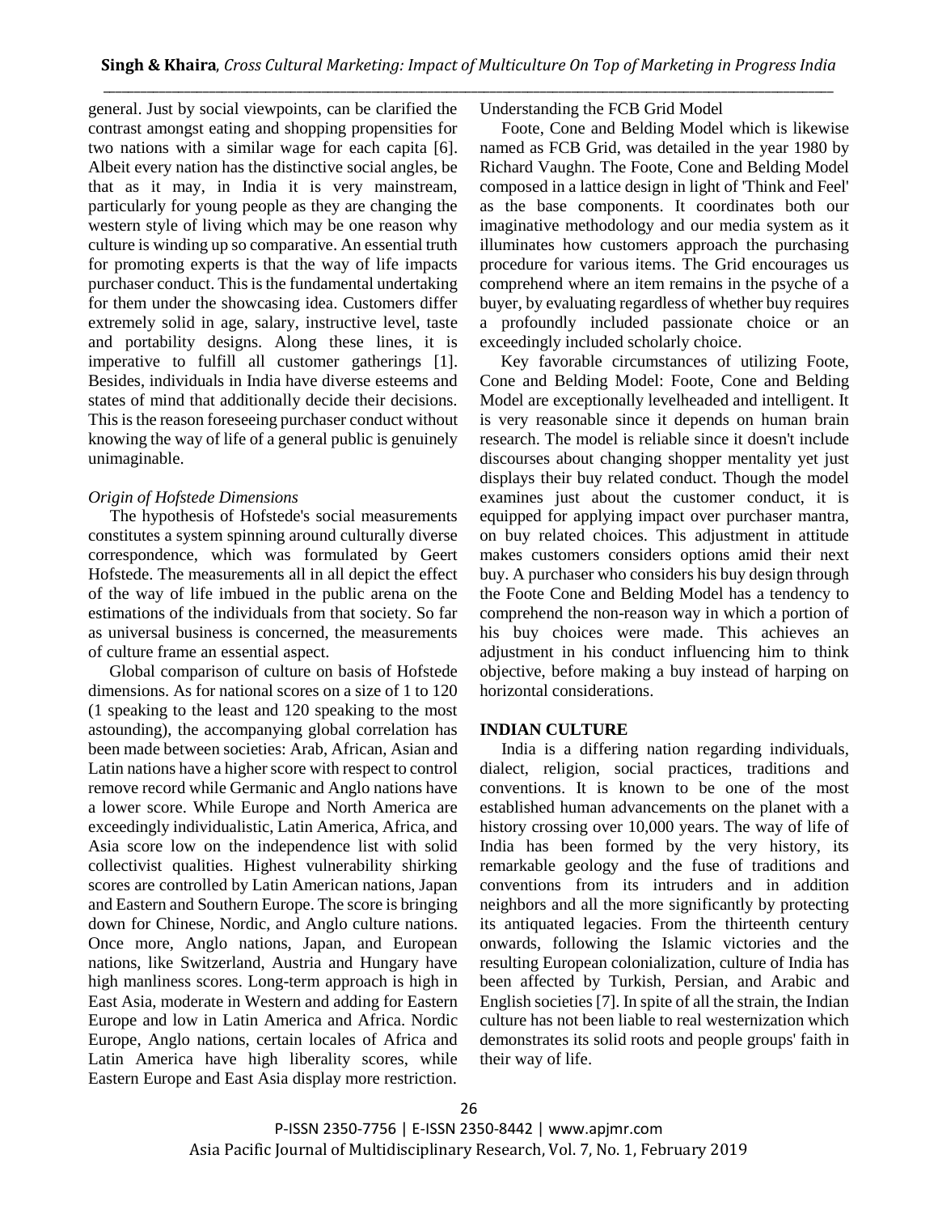general. Just by social viewpoints, can be clarified the contrast amongst eating and shopping propensities for two nations with a similar wage for each capita [6]. Albeit every nation has the distinctive social angles, be that as it may, in India it is very mainstream, particularly for young people as they are changing the western style of living which may be one reason why culture is winding up so comparative. An essential truth for promoting experts is that the way of life impacts purchaser conduct. This is the fundamental undertaking for them under the showcasing idea. Customers differ extremely solid in age, salary, instructive level, taste and portability designs. Along these lines, it is imperative to fulfill all customer gatherings [1]. Besides, individuals in India have diverse esteems and states of mind that additionally decide their decisions. This is the reason foreseeing purchaser conduct without knowing the way of life of a general public is genuinely unimaginable.

*Origin of Hofstede Dimensions*

The hypothesis of Hofstede's social measurements constitutes a system spinning around culturally diverse correspondence, which was formulated by Geert Hofstede. The measurements all in all depict the effect of the way of life imbued in the public arena on the estimations of the individuals from that society. So far as universal business is concerned, the measurements of culture frame an essential aspect.

Global comparison of culture on basis of Hofstede dimensions. As for national scores on a size of 1 to 120 (1 speaking to the least and 120 speaking to the most astounding), the accompanying global correlation has been made between societies: Arab, African, Asian and Latin nations have a higher score with respect to control remove record while Germanic and Anglo nations have a lower score. While Europe and North America are exceedingly individualistic, Latin America, Africa, and Asia score low on the independence list with solid collectivist qualities. Highest vulnerability shirking scores are controlled by Latin American nations, Japan and Eastern and Southern Europe. The score is bringing down for Chinese, Nordic, and Anglo culture nations. Once more, Anglo nations, Japan, and European nations, like Switzerland, Austria and Hungary have high manliness scores. Long-term approach is high in East Asia, moderate in Western and adding for Eastern Europe and low in Latin America and Africa. Nordic Europe, Anglo nations, certain locales of Africa and Latin America have high liberality scores, while Eastern Europe and East Asia display more restriction.

Understanding the FCB Grid Model

Foote, Cone and Belding Model which is likewise named as FCB Grid, was detailed in the year 1980 by Richard Vaughn. The Foote, Cone and Belding Model composed in a lattice design in light of 'Think and Feel' as the base components. It coordinates both our imaginative methodology and our media system as it illuminates how customers approach the purchasing procedure for various items. The Grid encourages us comprehend where an item remains in the psyche of a buyer, by evaluating regardless of whether buy requires a profoundly included passionate choice or an exceedingly included scholarly choice.

Key favorable circumstances of utilizing Foote, Cone and Belding Model: Foote, Cone and Belding Model are exceptionally levelheaded and intelligent. It is very reasonable since it depends on human brain research. The model is reliable since it doesn't include discourses about changing shopper mentality yet just displays their buy related conduct. Though the model examines just about the customer conduct, it is equipped for applying impact over purchaser mantra, on buy related choices. This adjustment in attitude makes customers considers options amid their next buy. A purchaser who considers his buy design through the Foote Cone and Belding Model has a tendency to comprehend the non-reason way in which a portion of his buy choices were made. This achieves an adjustment in his conduct influencing him to think objective, before making a buy instead of harping on horizontal considerations.

## INDIAN CULTURE

India is a differing nation regarding individuals, dialect, religion, social practices, traditions and conventions. It is known to be one of the most established human advancements on the planet with a history crossing over 10,000 years. The way of life of India has been formed by the very history, its remarkable geology and the fuse of traditions and conventions from its intruders and in addition neighbors and all the more significantly by protecting its antiquated legacies. From the thirteenth century onwards, following the Islamic victories and the resulting European colonialization, culture of India has been affected by Turkish, Persian, and Arabic and English societies [7]. In spite of all the strain, the Indian culture has not been liable to real westernization which demonstrates its solid roots and people groups' faith in their way of life.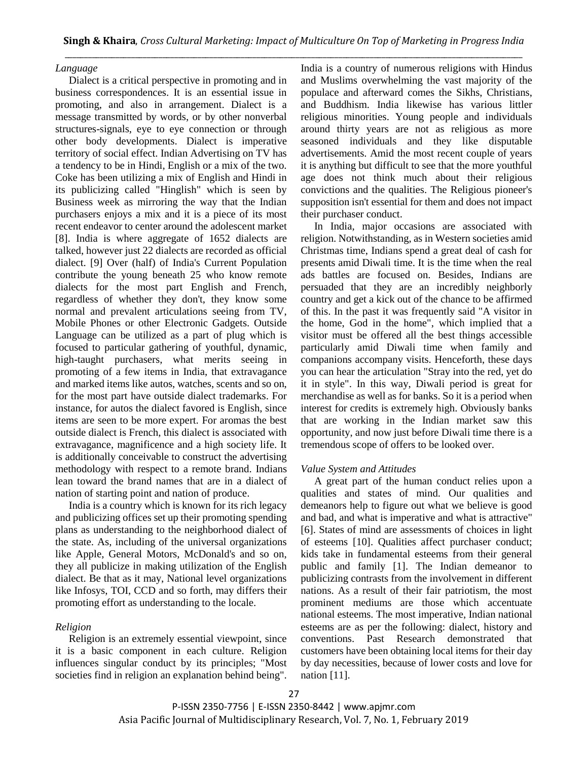### *Language*

Dialect is a critical perspective in promoting and in business correspondences. It is an essential issue in promoting, and also in arrangement. Dialect is a message transmitted by words, or by other nonverbal structures-signals, eye to eye connection or through other body developments. Dialect is imperative territory of social effect. Indian Advertising on TV has a tendency to be in Hindi, English or a mix of the two. Coke has been utilizing a mix of English and Hindi in its publicizing called "Hinglish" which is seen by Business week as mirroring the way that the Indian purchasers enjoys a mix and it is a piece of its most recent endeavor to center around the adolescent market [8]. India is where aggregate of 1652 dialects are talked, however just 22 dialects are recorded as official dialect. [9] Over (half) of India's Current Population contribute the young beneath 25 who know remote dialects for the most part English and French, regardless of whether they don't, they know some normal and prevalent articulations seeing from TV, Mobile Phones or other Electronic Gadgets. Outside Language can be utilized as a part of plug which is focused to particular gathering of youthful, dynamic, high-taught purchasers, what merits seeing in promoting of a few items in India, that extravagance and marked items like autos, watches, scents and so on, for the most part have outside dialect trademarks. For instance, for autos the dialect favored is English, since items are seen to be more expert. For aromas the best outside dialect is French, this dialect is associated with extravagance, magnificence and a high society life. It is additionally conceivable to construct the advertising methodology with respect to a remote brand. Indians lean toward the brand names that are in a dialect of nation of starting point and nation of produce.

India is a country which is known for its rich legacy and publicizing offices set up their promoting spending plans as understanding to the neighborhood dialect of the state. As, including of the universal organizations like Apple, General Motors, McDonald's and so on, they all publicize in making utilization of the English dialect. Be that as it may, National level organizations like Infosys, TOI, CCD and so forth, may differs their promoting effort as understanding to the locale.

### *Religion*

Religion is an extremely essential viewpoint, since it is a basic component in each culture. Religion influences singular conduct by its principles; "Most societies find in religion an explanation behind being". India is a country of numerous religions with Hindus and Muslims overwhelming the vast majority of the populace and afterward comes the Sikhs, Christians, and Buddhism. India likewise has various littler religious minorities. Young people and individuals around thirty years are not as religious as more seasoned individuals and they like disputable advertisements. Amid the most recent couple of years it is anything but difficult to see that the more youthful age does not think much about their religious convictions and the qualities. The Religious pioneer's supposition isn't essential for them and does not impact their purchaser conduct.

In India, major occasions are associated with religion. Notwithstanding, as in Western societies amid Christmas time, Indians spend a great deal of cash for presents amid Diwali time. It is the time when the real ads battles are focused on. Besides, Indians are persuaded that they are an incredibly neighborly country and get a kick out of the chance to be affirmed of this. In the past it was frequently said "A visitor in the home, God in the home", which implied that a visitor must be offered all the best things accessible particularly amid Diwali time when family and companions accompany visits. Henceforth, these days you can hear the articulation "Stray into the red, yet do it in style". In this way, Diwali period is great for merchandise as well as for banks. So it is a period when interest for credits is extremely high. Obviously banks that are working in the Indian market saw this opportunity, and now just before Diwali time there is a tremendous scope of offers to be looked over.

### *Value System and Attitudes*

A great part of the human conduct relies upon a qualities and states of mind. Our qualities and demeanors help to figure out what we believe is good and bad, and what is imperative and what is attractive" [6]. States of mind are assessments of choices in light of esteems [10]. Qualities affect purchaser conduct; kids take in fundamental esteems from their general public and family [1]. The Indian demeanor to publicizing contrasts from the involvement in different nations. As a result of their fair patriotism, the most prominent mediums are those which accentuate national esteems. The most imperative, Indian national esteems are as per the following: dialect, history and conventions. Past Research demonstrated that customers have been obtaining local items for their day by day necessities, because of lower costs and love for nation [11].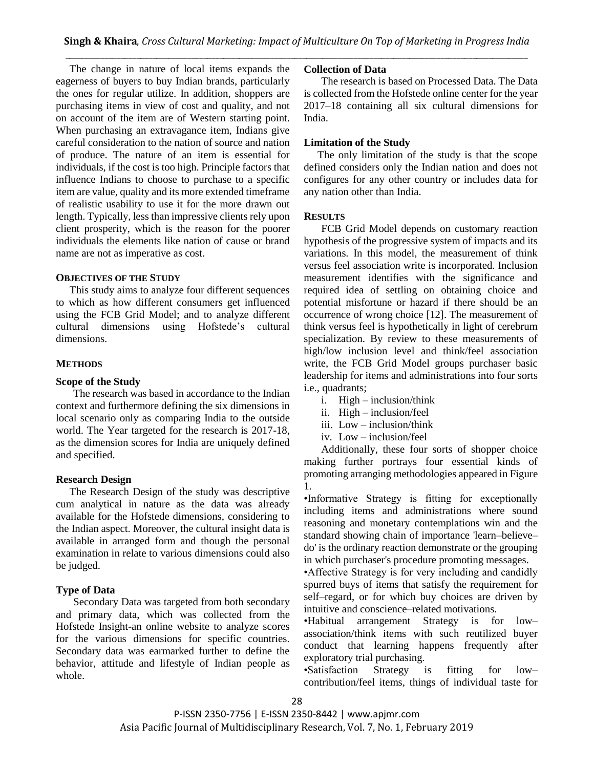The change in nature of local items expands the eagerness of buyers to buy Indian brands, particularly the ones for regular utilize. In addition, shoppers are purchasing items in view of cost and quality, and not on account of the item are of Western starting point. When purchasing an extravagance item, Indians give careful consideration to the nation of source and nation of produce. The nature of an item is essential for individuals, if the cost is too high. Principle factors that influence Indians to choose to purchase to a specific item are value, quality and its more extended timeframe of realistic usability to use it for the more drawn out length. Typically, less than impressive clients rely upon client prosperity, which is the reason for the poorer individuals the elements like nation of cause or brand name are not as imperative as cost.

## OBJECTIVES OF THE STUDY

This study aims to analyze four different sequences to which as how different consumers get influenced using the FCB Grid Model; and to analyze different cultural dimensions using Hofstede's cultural dimensions.

## METHODS

### Scope of the Study

The research was based in accordance to the Indian context and furthermore defining the six dimensions in local scenario only as comparing India to the outside world. The Year targeted for the research is 2017-18, as the dimension scores for India are uniquely defined and specified.

### Research Design

The Research Design of the study was descriptive cum analytical in nature as the data was already available for the Hofstede dimensions, considering to the Indian aspect. Moreover, the cultural insight data is available in arranged form and though the personal examination in relate to various dimensions could also be judged.

### Type of Data

Secondary Data was targeted from both secondary and primary data, which was collected from the Hofstede Insight-an online website to analyze scores for the various dimensions for specific countries. Secondary data was earmarked further to define the behavior, attitude and lifestyle of Indian people as whole.

### Collection of Data

The research is based on Processed Data. The Data is collected from the Hofstede online center for the year 2017–18 containing all six cultural dimensions for India.

### Limitation of the Study

The only limitation of the study is that the scope defined considers only the Indian nation and does not configures for any other country or includes data for any nation other than India.

## RESULTS

FCB Grid Model depends on customary reaction hypothesis of the progressive system of impacts and its variations. In this model, the measurement of think versus feel association write is incorporated. Inclusion measurement identifies with the significance and required idea of settling on obtaining choice and potential misfortune or hazard if there should be an occurrence of wrong choice [12]. The measurement of think versus feel is hypothetically in light of cerebrum specialization. By review to these measurements of high/low inclusion level and think/feel association write, the FCB Grid Model groups purchaser basic leadership for items and administrations into four sorts i.e., quadrants;

i. High – inclusion/think
ii. High – inclusion/feel
iii. Low – inclusion/think
iv. Low – inclusion/feel

Additionally, these four sorts of shopper choice making further portrays four essential kinds of promoting arranging methodologies appeared in Figure 1.

- Informative Strategy is fitting for exceptionally including items and administrations where sound reasoning and monetary contemplations win and the standard showing chain of importance 'learn–believe–do' is the ordinary reaction demonstrate or the grouping in which purchaser's procedure promoting messages.
- Affective Strategy is for very including and candidly spurred buys of items that satisfy the requirement for self–regard, or for which buy choices are driven by intuitive and conscience–related motivations.
- Habitual arrangement Strategy is for low–association/think items with such reutilized buyer conduct that learning happens frequently after exploratory trial purchasing.
- Satisfaction Strategy is fitting for low–contribution/feel items, things of individual taste for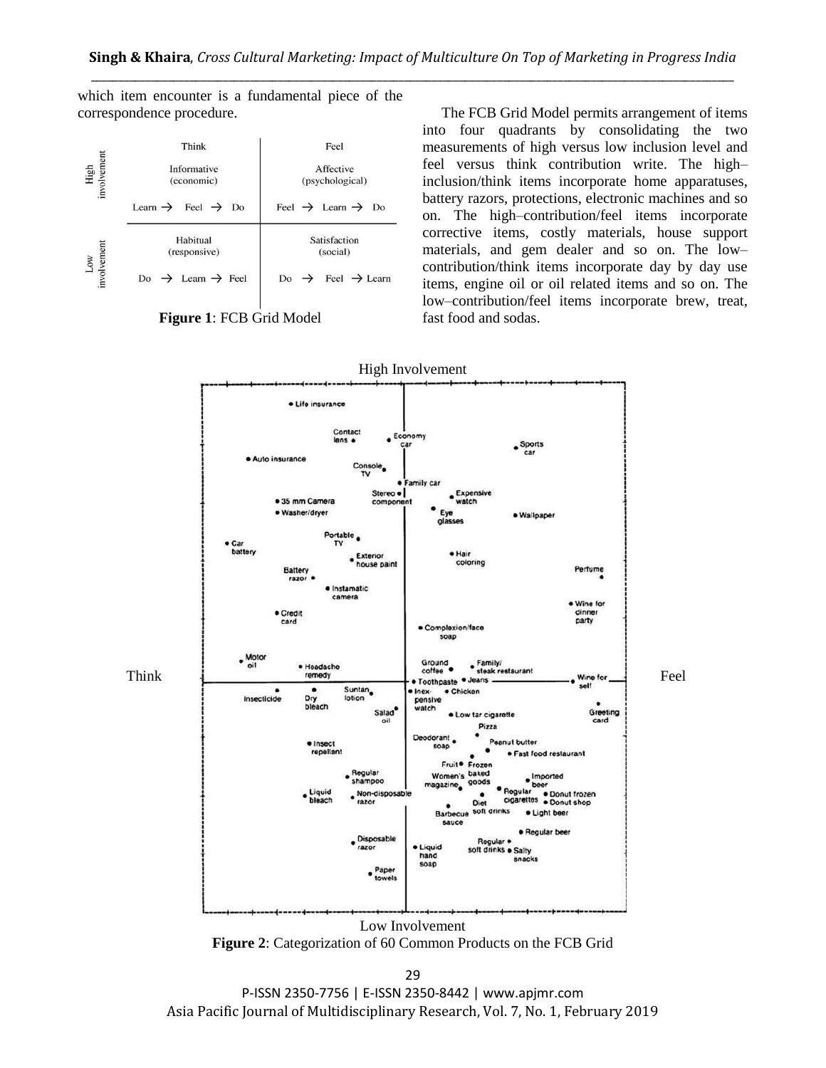which item encounter is a fundamental piece of the correspondence procedure.

| | Think | Feel |
|---|---|---|
| High involvement | Informative (economic)<br>Learn → Feel → Do | Affective (psychological)<br>Feel → Learn → Do |
| Low involvement | Habitual (responsive)<br>Do → Learn → Feel | Satisfaction (social)<br>Do → Feel → Learn |

**Figure 1**: FCB Grid Model

The FCB Grid Model permits arrangement of items into four quadrants by consolidating the two measurements of high versus low inclusion level and feel versus think contribution write. The high–inclusion/think items incorporate home apparatuses, battery razors, protections, electronic machines and so on. The high–contribution/feel items incorporate corrective items, costly materials, house support materials, and gem dealer and so on. The low–contribution/think items incorporate day by day use items, engine oil or oil related items and so on. The low–contribution/feel items incorporate brew, treat, fast food and sodas.

**Figure 2**: Categorization of 60 Common Products on the FCB Grid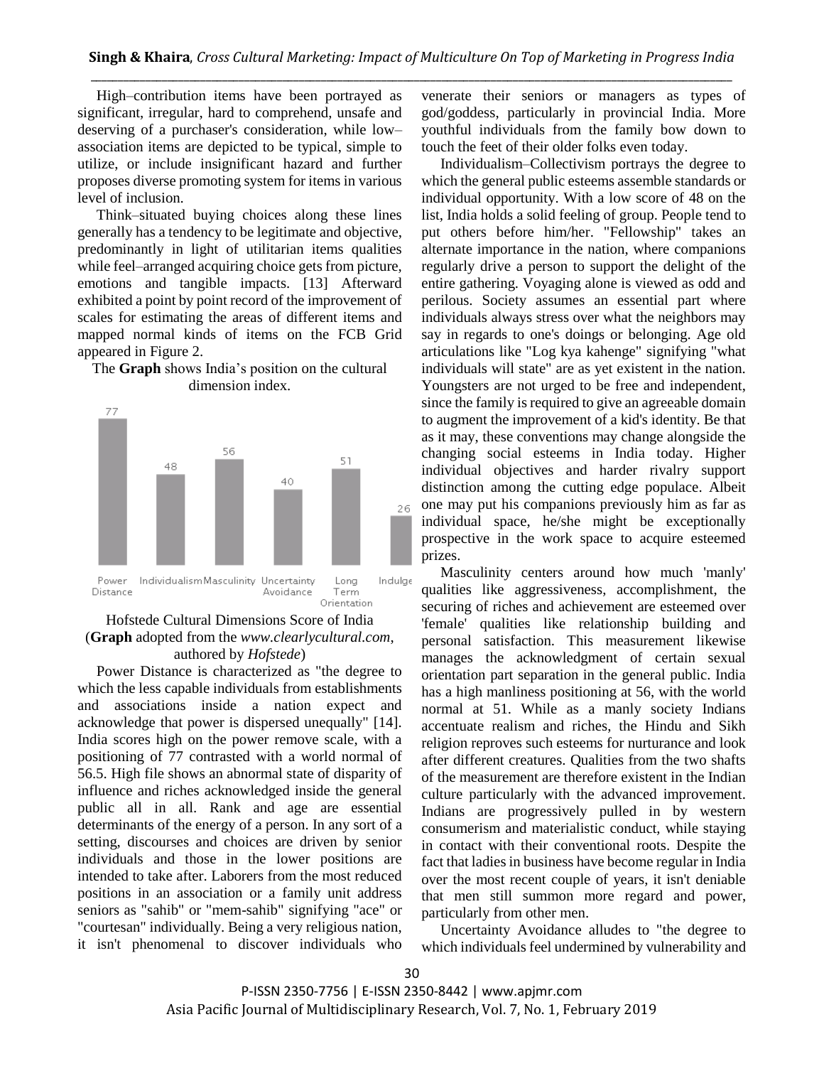High–contribution items have been portrayed as significant, irregular, hard to comprehend, unsafe and deserving of a purchaser's consideration, while low–association items are depicted to be typical, simple to utilize, or include insignificant hazard and further proposes diverse promoting system for items in various level of inclusion.

Think–situated buying choices along these lines generally has a tendency to be legitimate and objective, predominantly in light of utilitarian items qualities while feel–arranged acquiring choice gets from picture, emotions and tangible impacts. [13] Afterward exhibited a point by point record of the improvement of scales for estimating the areas of different items and mapped normal kinds of items on the FCB Grid appeared in Figure 2.

The **Graph** shows India's position on the cultural dimension index.

| Power Distance | Individualism | Masculinity | Uncertainty Avoidance | Long Term Orientation | Indulge |
|---|---|---|---|---|---|
| 77 | 48 | 56 | 40 | 51 | 26 |

Hofstede Cultural Dimensions Score of India (**Graph** adopted from the *www.clearlycultural.com*, authored by *Hofstede*)

Power Distance is characterized as "the degree to which the less capable individuals from establishments and associations inside a nation expect and acknowledge that power is dispersed unequally" [14]. India scores high on the power remove scale, with a positioning of 77 contrasted with a world normal of 56.5. High file shows an abnormal state of disparity of influence and riches acknowledged inside the general public all in all. Rank and age are essential determinants of the energy of a person. In any sort of a setting, discourses and choices are driven by senior individuals and those in the lower positions are intended to take after. Laborers from the most reduced positions in an association or a family unit address seniors as "sahib" or "mem-sahib" signifying "ace" or "courtesan" individually. Being a very religious nation, it isn't phenomenal to discover individuals who venerate their seniors or managers as types of god/goddess, particularly in provincial India. More youthful individuals from the family bow down to touch the feet of their older folks even today.

Individualism–Collectivism portrays the degree to which the general public esteems assemble standards or individual opportunity. With a low score of 48 on the list, India holds a solid feeling of group. People tend to put others before him/her. "Fellowship" takes an alternate importance in the nation, where companions regularly drive a person to support the delight of the entire gathering. Voyaging alone is viewed as odd and perilous. Society assumes an essential part where individuals always stress over what the neighbors may say in regards to one's doings or belonging. Age old articulations like "Log kya kahenge" signifying "what individuals will state" are as yet existent in the nation. Youngsters are not urged to be free and independent, since the family is required to give an agreeable domain to augment the improvement of a kid's identity. Be that as it may, these conventions may change alongside the changing social esteems in India today. Higher individual objectives and harder rivalry support distinction among the cutting edge populace. Albeit one may put his companions previously him as far as individual space, he/she might be exceptionally prospective in the work space to acquire esteemed prizes.

Masculinity centers around how much 'manly' qualities like aggressiveness, accomplishment, the securing of riches and achievement are esteemed over 'female' qualities like relationship building and personal satisfaction. This measurement likewise manages the acknowledgment of certain sexual orientation part separation in the general public. India has a high manliness positioning at 56, with the world normal at 51. While as a manly society Indians accentuate realism and riches, the Hindu and Sikh religion reproves such esteems for nurturance and look after different creatures. Qualities from the two shafts of the measurement are therefore existent in the Indian culture particularly with the advanced improvement. Indians are progressively pulled in by western consumerism and materialistic conduct, while staying in contact with their conventional roots. Despite the fact that ladies in business have become regular in India over the most recent couple of years, it isn't deniable that men still summon more regard and power, particularly from other men.

Uncertainty Avoidance alludes to "the degree to which individuals feel undermined by vulnerability and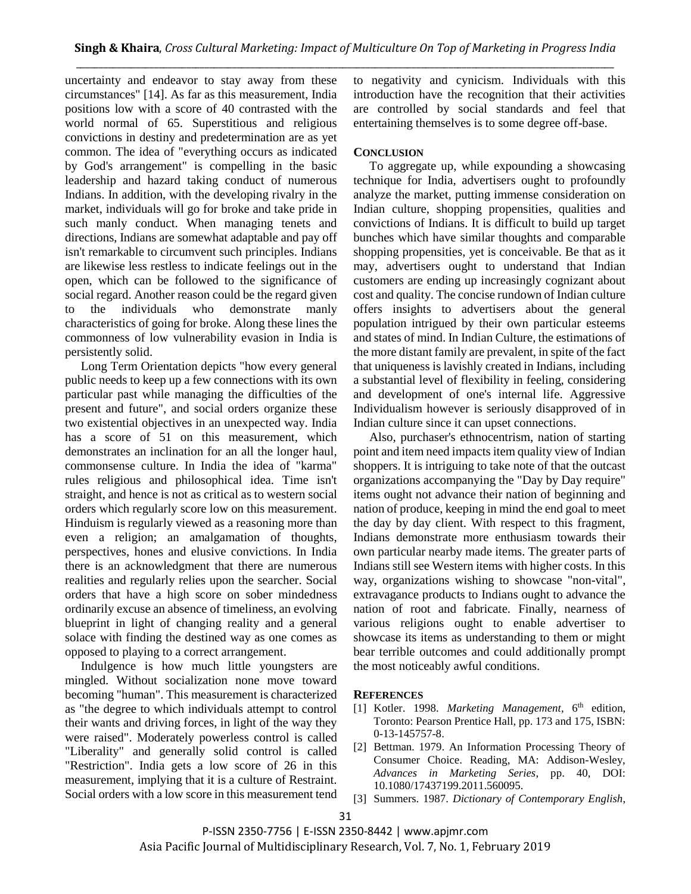uncertainty and endeavor to stay away from these circumstances" [14]. As far as this measurement, India positions low with a score of 40 contrasted with the world normal of 65. Superstitious and religious convictions in destiny and predetermination are as yet common. The idea of "everything occurs as indicated by God's arrangement" is compelling in the basic leadership and hazard taking conduct of numerous Indians. In addition, with the developing rivalry in the market, individuals will go for broke and take pride in such manly conduct. When managing tenets and directions, Indians are somewhat adaptable and pay off isn't remarkable to circumvent such principles. Indians are likewise less restless to indicate feelings out in the open, which can be followed to the significance of social regard. Another reason could be the regard given to the individuals who demonstrate manly characteristics of going for broke. Along these lines the commonness of low vulnerability evasion in India is persistently solid.

Long Term Orientation depicts "how every general public needs to keep up a few connections with its own particular past while managing the difficulties of the present and future", and social orders organize these two existential objectives in an unexpected way. India has a score of 51 on this measurement, which demonstrates an inclination for an all the longer haul, commonsense culture. In India the idea of "karma" rules religious and philosophical idea. Time isn't straight, and hence is not as critical as to western social orders which regularly score low on this measurement. Hinduism is regularly viewed as a reasoning more than even a religion; an amalgamation of thoughts, perspectives, hones and elusive convictions. In India there is an acknowledgment that there are numerous realities and regularly relies upon the searcher. Social orders that have a high score on sober mindedness ordinarily excuse an absence of timeliness, an evolving blueprint in light of changing reality and a general solace with finding the destined way as one comes as opposed to playing to a correct arrangement.

Indulgence is how much little youngsters are mingled. Without socialization none move toward becoming "human". This measurement is characterized as "the degree to which individuals attempt to control their wants and driving forces, in light of the way they were raised". Moderately powerless control is called "Liberality" and generally solid control is called "Restriction". India gets a low score of 26 in this measurement, implying that it is a culture of Restraint. Social orders with a low score in this measurement tend to negativity and cynicism. Individuals with this introduction have the recognition that their activities are controlled by social standards and feel that entertaining themselves is to some degree off-base.

## CONCLUSION

To aggregate up, while expounding a showcasing technique for India, advertisers ought to profoundly analyze the market, putting immense consideration on Indian culture, shopping propensities, qualities and convictions of Indians. It is difficult to build up target bunches which have similar thoughts and comparable shopping propensities, yet is conceivable. Be that as it may, advertisers ought to understand that Indian customers are ending up increasingly cognizant about cost and quality. The concise rundown of Indian culture offers insights to advertisers about the general population intrigued by their own particular esteems and states of mind. In Indian Culture, the estimations of the more distant family are prevalent, in spite of the fact that uniqueness is lavishly created in Indians, including a substantial level of flexibility in feeling, considering and development of one's internal life. Aggressive Individualism however is seriously disapproved of in Indian culture since it can upset connections.

Also, purchaser's ethnocentrism, nation of starting point and item need impacts item quality view of Indian shoppers. It is intriguing to take note of that the outcast organizations accompanying the "Day by Day require" items ought not advance their nation of beginning and nation of produce, keeping in mind the end goal to meet the day by day client. With respect to this fragment, Indians demonstrate more enthusiasm towards their own particular nearby made items. The greater parts of Indians still see Western items with higher costs. In this way, organizations wishing to showcase "non-vital", extravagance products to Indians ought to advance the nation of root and fabricate. Finally, nearness of various religions ought to enable advertiser to showcase its items as understanding to them or might bear terrible outcomes and could additionally prompt the most noticeably awful conditions.

## REFERENCES

[1] Kotler. 1998. *Marketing Management*, 6th edition, Toronto: Pearson Prentice Hall, pp. 173 and 175, ISBN: 0-13-145757-8.

[2] Bettman. 1979. An Information Processing Theory of Consumer Choice. Reading, MA: Addison-Wesley, *Advances in Marketing Series*, pp. 40, DOI: 10.1080/17437199.2011.560095.

[3] Summers. 1987. *Dictionary of Contemporary English*,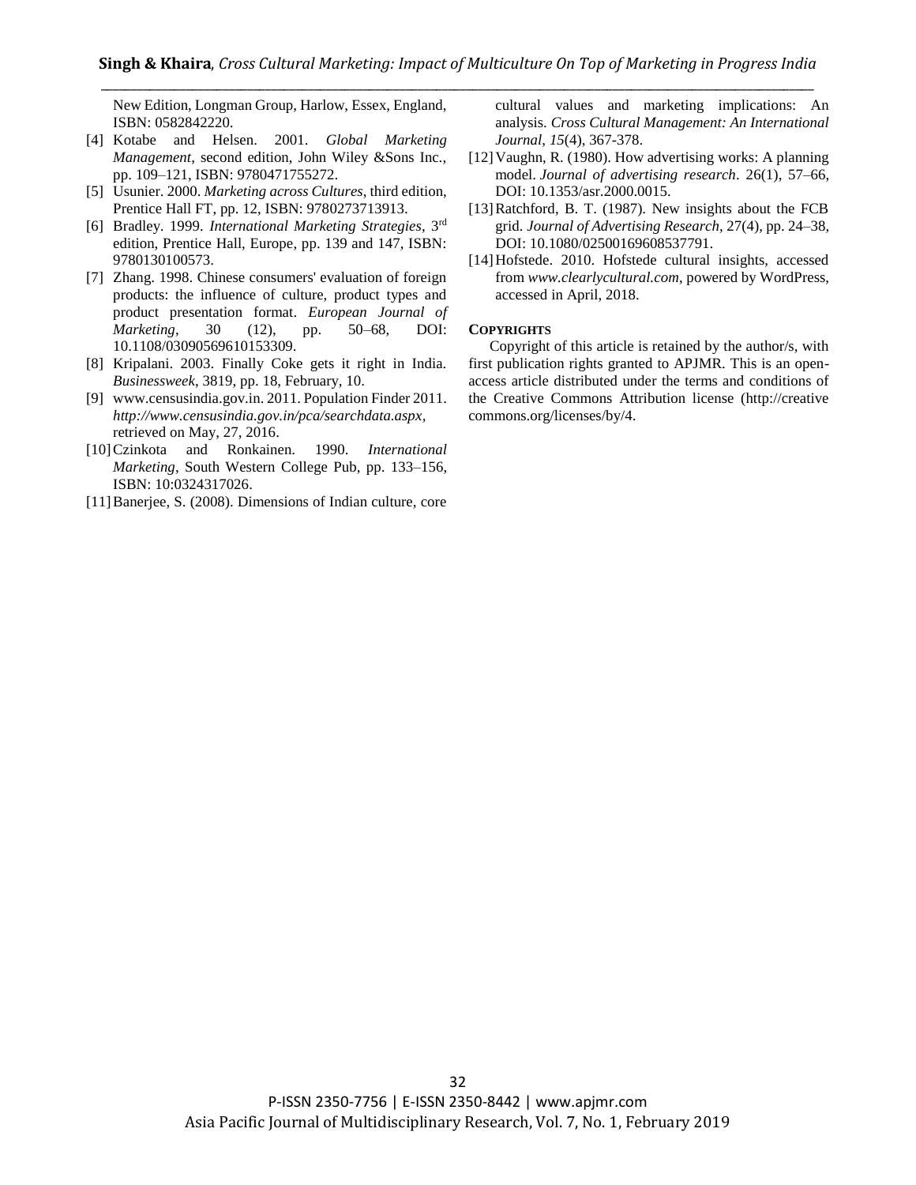New Edition, Longman Group, Harlow, Essex, England, ISBN: 0582842220.

[4] Kotabe and Helsen. 2001. *Global Marketing Management*, second edition, John Wiley &Sons Inc., pp. 109–121, ISBN: 9780471755272.

[5] Usunier. 2000. *Marketing across Cultures*, third edition, Prentice Hall FT, pp. 12, ISBN: 9780273713913.

[6] Bradley. 1999. *International Marketing Strategies*, 3rd edition, Prentice Hall, Europe, pp. 139 and 147, ISBN: 9780130100573.

[7] Zhang. 1998. Chinese consumers' evaluation of foreign products: the influence of culture, product types and product presentation format. *European Journal of Marketing*, 30 (12), pp. 50–68, DOI: 10.1108/03090569610153309.

[8] Kripalani. 2003. Finally Coke gets it right in India. *Businessweek*, 3819, pp. 18, February, 10.

[9] www.censusindia.gov.in. 2011. Population Finder 2011. *http://www.censusindia.gov.in/pca/searchdata.aspx*, retrieved on May, 27, 2016.

[10] Czinkota and Ronkainen. 1990. *International Marketing*, South Western College Pub, pp. 133–156, ISBN: 10:0324317026.

[11] Banerjee, S. (2008). Dimensions of Indian culture, core cultural values and marketing implications: An analysis. *Cross Cultural Management: An International Journal*, *15*(4), 367-378.

[12] Vaughn, R. (1980). How advertising works: A planning model. *Journal of advertising research*. 26(1), 57–66, DOI: 10.1353/asr.2000.0015.

[13] Ratchford, B. T. (1987). New insights about the FCB grid. *Journal of Advertising Research*, 27(4), pp. 24–38, DOI: 10.1080/02500169608537791.

[14] Hofstede. 2010. Hofstede cultural insights, accessed from *www.clearlycultural.com*, powered by WordPress, accessed in April, 2018.

## COPYRIGHTS

Copyright of this article is retained by the author/s, with first publication rights granted to APJMR. This is an open-access article distributed under the terms and conditions of the Creative Commons Attribution license (http://creative commons.org/licenses/by/4.